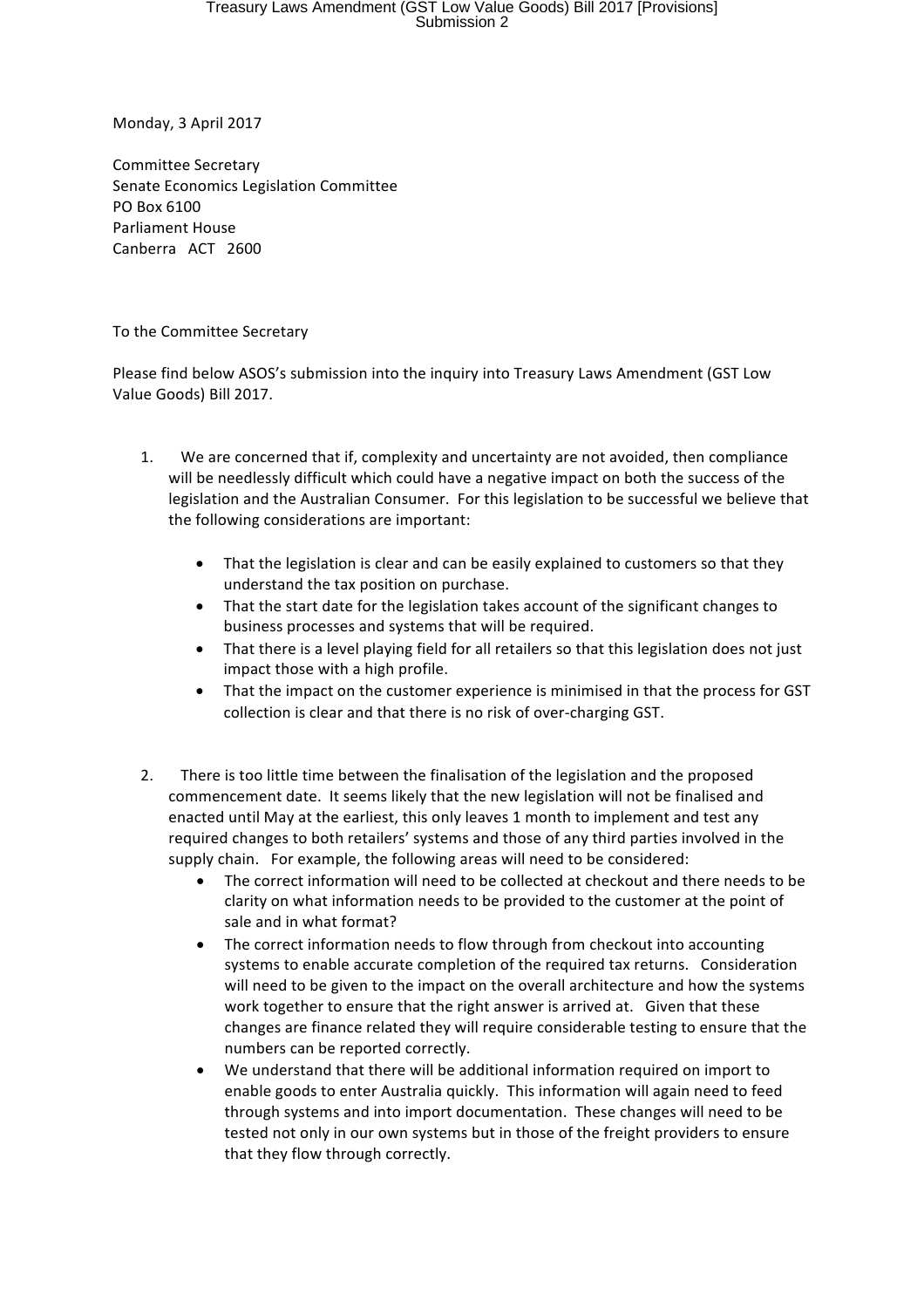Monday, 3 April 2017

Committee Secretary
Senate Economics Legislation Committee
PO Box 6100
Parliament House
Canberra ACT 2600

To the Committee Secretary

Please find below ASOS's submission into the inquiry into Treasury Laws Amendment (GST Low Value Goods) Bill 2017.

1. We are concerned that if, complexity and uncertainty are not avoided, then compliance will be needlessly difficult which could have a negative impact on both the success of the legislation and the Australian Consumer. For this legislation to be successful we believe that the following considerations are important:

    - That the legislation is clear and can be easily explained to customers so that they understand the tax position on purchase.
    - That the start date for the legislation takes account of the significant changes to business processes and systems that will be required.
    - That there is a level playing field for all retailers so that this legislation does not just impact those with a high profile.
    - That the impact on the customer experience is minimised in that the process for GST collection is clear and that there is no risk of over-charging GST.

2. There is too little time between the finalisation of the legislation and the proposed commencement date. It seems likely that the new legislation will not be finalised and enacted until May at the earliest, this only leaves 1 month to implement and test any required changes to both retailers' systems and those of any third parties involved in the supply chain. For example, the following areas will need to be considered:
    - The correct information will need to be collected at checkout and there needs to be clarity on what information needs to be provided to the customer at the point of sale and in what format?
    - The correct information needs to flow through from checkout into accounting systems to enable accurate completion of the required tax returns. Consideration will need to be given to the impact on the overall architecture and how the systems work together to ensure that the right answer is arrived at. Given that these changes are finance related they will require considerable testing to ensure that the numbers can be reported correctly.
    - We understand that there will be additional information required on import to enable goods to enter Australia quickly. This information will again need to feed through systems and into import documentation. These changes will need to be tested not only in our own systems but in those of the freight providers to ensure that they flow through correctly.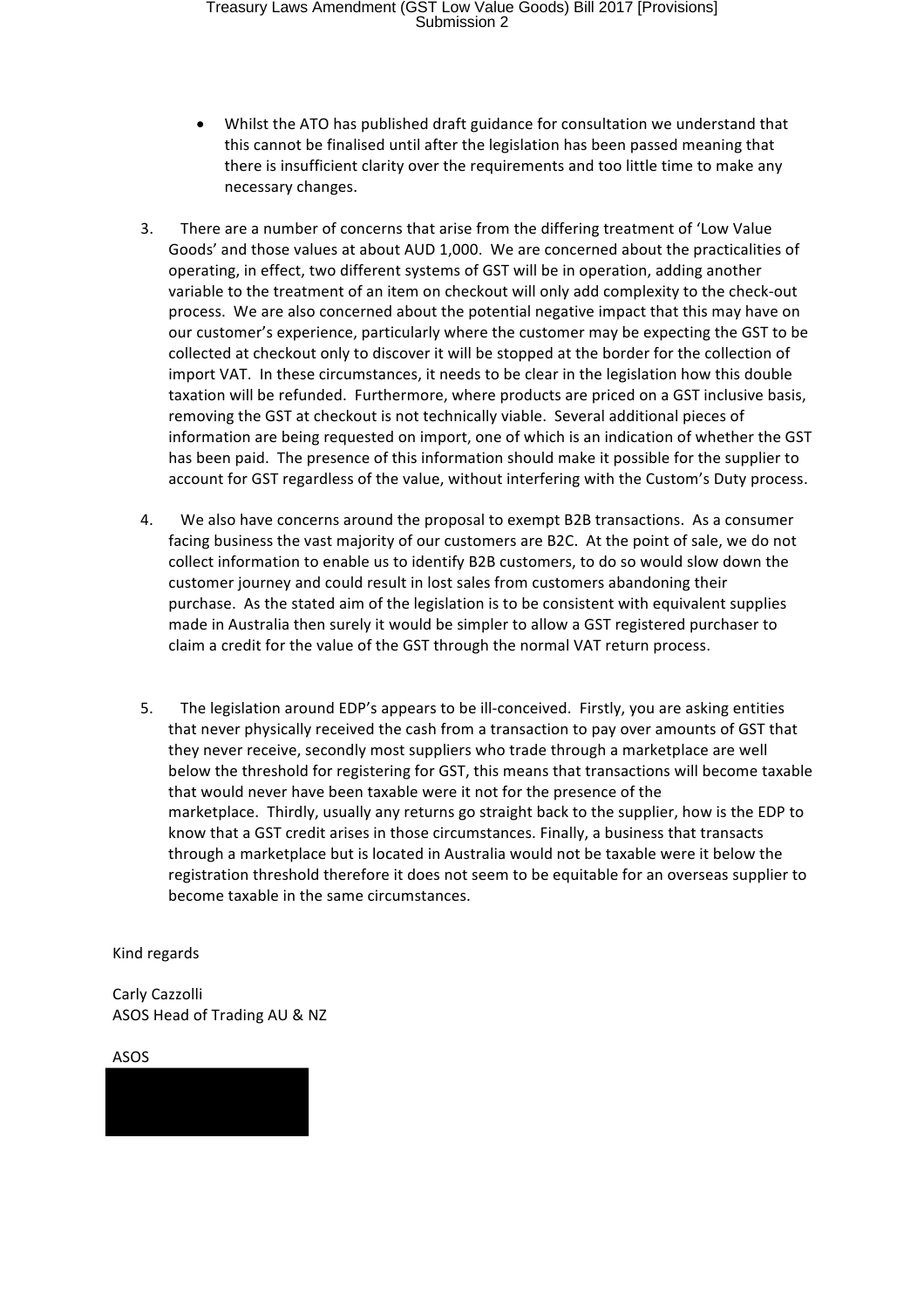- Whilst the ATO has published draft guidance for consultation we understand that this cannot be finalised until after the legislation has been passed meaning that there is insufficient clarity over the requirements and too little time to make any necessary changes.

3. There are a number of concerns that arise from the differing treatment of 'Low Value Goods' and those values at about AUD 1,000. We are concerned about the practicalities of operating, in effect, two different systems of GST will be in operation, adding another variable to the treatment of an item on checkout will only add complexity to the check-out process. We are also concerned about the potential negative impact that this may have on our customer's experience, particularly where the customer may be expecting the GST to be collected at checkout only to discover it will be stopped at the border for the collection of import VAT. In these circumstances, it needs to be clear in the legislation how this double taxation will be refunded. Furthermore, where products are priced on a GST inclusive basis, removing the GST at checkout is not technically viable. Several additional pieces of information are being requested on import, one of which is an indication of whether the GST has been paid. The presence of this information should make it possible for the supplier to account for GST regardless of the value, without interfering with the Custom's Duty process.

4. We also have concerns around the proposal to exempt B2B transactions. As a consumer facing business the vast majority of our customers are B2C. At the point of sale, we do not collect information to enable us to identify B2B customers, to do so would slow down the customer journey and could result in lost sales from customers abandoning their purchase. As the stated aim of the legislation is to be consistent with equivalent supplies made in Australia then surely it would be simpler to allow a GST registered purchaser to claim a credit for the value of the GST through the normal VAT return process.

5. The legislation around EDP's appears to be ill-conceived. Firstly, you are asking entities that never physically received the cash from a transaction to pay over amounts of GST that they never receive, secondly most suppliers who trade through a marketplace are well below the threshold for registering for GST, this means that transactions will become taxable that would never have been taxable were it not for the presence of the marketplace. Thirdly, usually any returns go straight back to the supplier, how is the EDP to know that a GST credit arises in those circumstances. Finally, a business that transacts through a marketplace but is located in Australia would not be taxable were it below the registration threshold therefore it does not seem to be equitable for an overseas supplier to become taxable in the same circumstances.

Kind regards

Carly Cazzolli
ASOS Head of Trading AU & NZ

ASOS